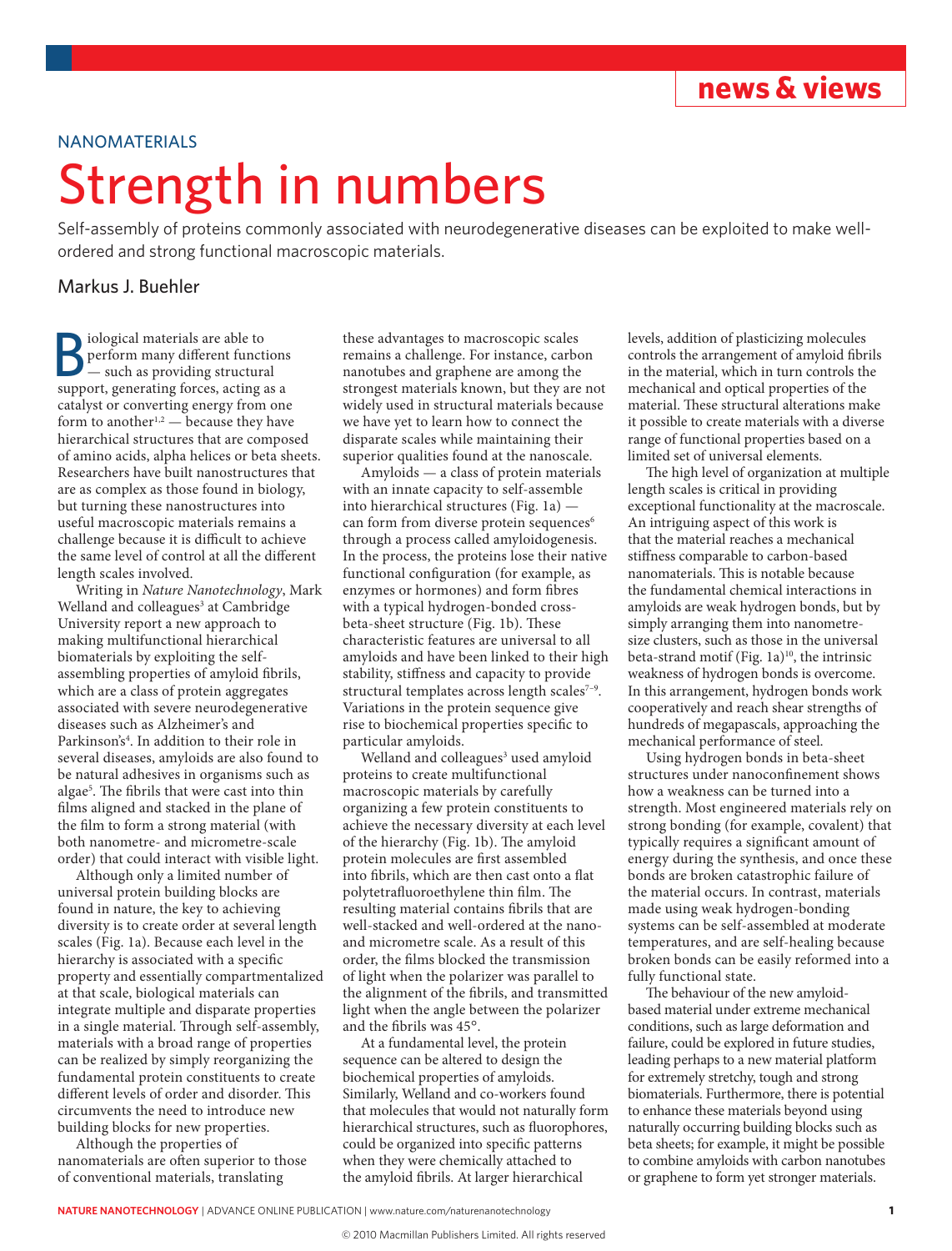NANOMATERIALS

# Strength in numbers

Self-assembly of proteins commonly associated with neurodegenerative diseases can be exploited to make well-ordered and strong functional macroscopic materials.

Markus J. Buehler

Biological materials are able to perform many different functions — such as providing structural support, generating forces, acting as a catalyst or converting energy from one form to another[1,2] — because they have hierarchical structures that are composed of amino acids, alpha helices or beta sheets. Researchers have built nanostructures that are as complex as those found in biology, but turning these nanostructures into useful macroscopic materials remains a challenge because it is difficult to achieve the same level of control at all the different length scales involved.

Writing in *Nature Nanotechnology*, Mark Welland and colleagues[3] at Cambridge University report a new approach to making multifunctional hierarchical biomaterials by exploiting the self-assembling properties of amyloid fibrils, which are a class of protein aggregates associated with severe neurodegenerative diseases such as Alzheimer's and Parkinson's[4]. In addition to their role in several diseases, amyloids are also found to be natural adhesives in organisms such as algae[5]. The fibrils that were cast into thin films aligned and stacked in the plane of the film to form a strong material (with both nanometre- and micrometre-scale order) that could interact with visible light.

Although only a limited number of universal protein building blocks are found in nature, the key to achieving diversity is to create order at several length scales (Fig. 1a). Because each level in the hierarchy is associated with a specific property and essentially compartmentalized at that scale, biological materials can integrate multiple and disparate properties in a single material. Through self-assembly, materials with a broad range of properties can be realized by simply reorganizing the fundamental protein constituents to create different levels of order and disorder. This circumvents the need to introduce new building blocks for new properties.

Although the properties of nanomaterials are often superior to those of conventional materials, translating these advantages to macroscopic scales remains a challenge. For instance, carbon nanotubes and graphene are among the strongest materials known, but they are not widely used in structural materials because we have yet to learn how to connect the disparate scales while maintaining their superior qualities found at the nanoscale.

Amyloids — a class of protein materials with an innate capacity to self-assemble into hierarchical structures (Fig. 1a) — can form from diverse protein sequences[6] through a process called amyloidogenesis. In the process, the proteins lose their native functional configuration (for example, as enzymes or hormones) and form fibres with a typical hydrogen-bonded cross-beta-sheet structure (Fig. 1b). These characteristic features are universal to all amyloids and have been linked to their high stability, stiffness and capacity to provide structural templates across length scales[7–9]. Variations in the protein sequence give rise to biochemical properties specific to particular amyloids.

Welland and colleagues[3] used amyloid proteins to create multifunctional macroscopic materials by carefully organizing a few protein constituents to achieve the necessary diversity at each level of the hierarchy (Fig. 1b). The amyloid protein molecules are first assembled into fibrils, which are then cast onto a flat polytetrafluoroethylene thin film. The resulting material contains fibrils that are well-stacked and well-ordered at the nano- and micrometre scale. As a result of this order, the films blocked the transmission of light when the polarizer was parallel to the alignment of the fibrils, and transmitted light when the angle between the polarizer and the fibrils was 45°.

At a fundamental level, the protein sequence can be altered to design the biochemical properties of amyloids. Similarly, Welland and co-workers found that molecules that would not naturally form hierarchical structures, such as fluorophores, could be organized into specific patterns when they were chemically attached to the amyloid fibrils. At larger hierarchical levels, addition of plasticizing molecules controls the arrangement of amyloid fibrils in the material, which in turn controls the mechanical and optical properties of the material. These structural alterations make it possible to create materials with a diverse range of functional properties based on a limited set of universal elements.

The high level of organization at multiple length scales is critical in providing exceptional functionality at the macroscale. An intriguing aspect of this work is that the material reaches a mechanical stiffness comparable to carbon-based nanomaterials. This is notable because the fundamental chemical interactions in amyloids are weak hydrogen bonds, but by simply arranging them into nanometre-size clusters, such as those in the universal beta-strand motif (Fig. 1a)[10], the intrinsic weakness of hydrogen bonds is overcome. In this arrangement, hydrogen bonds work cooperatively and reach shear strengths of hundreds of megapascals, approaching the mechanical performance of steel.

Using hydrogen bonds in beta-sheet structures under nanoconfinement shows how a weakness can be turned into a strength. Most engineered materials rely on strong bonding (for example, covalent) that typically requires a significant amount of energy during the synthesis, and once these bonds are broken catastrophic failure of the material occurs. In contrast, materials made using weak hydrogen-bonding systems can be self-assembled at moderate temperatures, and are self-healing because broken bonds can be easily reformed into a fully functional state.

The behaviour of the new amyloid-based material under extreme mechanical conditions, such as large deformation and failure, could be explored in future studies, leading perhaps to a new material platform for extremely stretchy, tough and strong biomaterials. Furthermore, there is potential to enhance these materials beyond using naturally occurring building blocks such as beta sheets; for example, it might be possible to combine amyloids with carbon nanotubes or graphene to form yet stronger materials.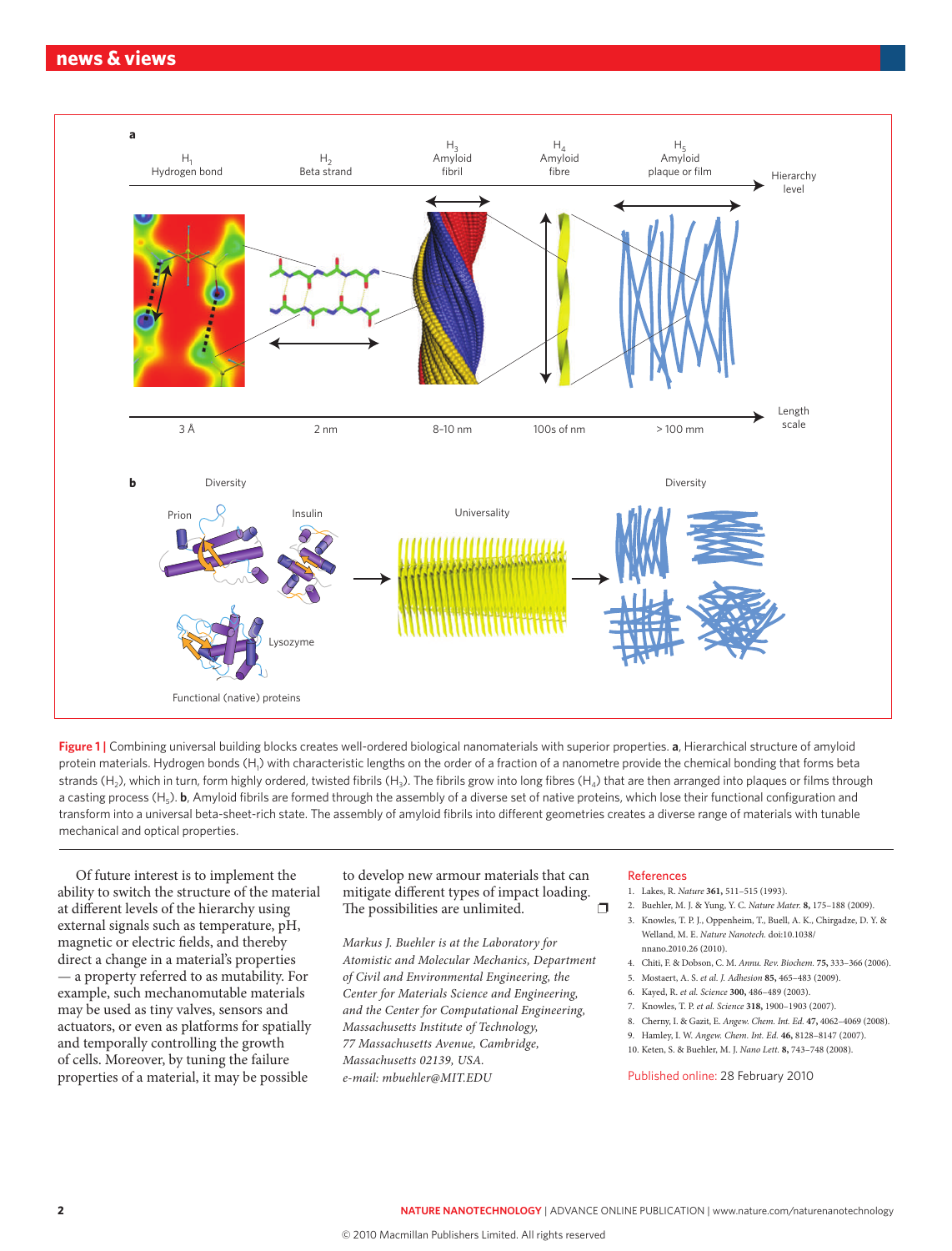a

H1 Hydrogen bond — H2 Beta strand — H3 Amyloid fibril — H4 Amyloid fibre — H5 Amyloid plaque or film — Hierarchy level

3 Å — 2 nm — 8–10 nm — 100s of nm — > 100 mm — Length scale

b

Diversity

Prion

Insulin

Lysozyme

Functional (native) proteins

Universality

Diversity

**Figure 1 |** Combining universal building blocks creates well-ordered biological nanomaterials with superior properties. **a**, Hierarchical structure of amyloid protein materials. Hydrogen bonds ($H_1$) with characteristic lengths on the order of a fraction of a nanometre provide the chemical bonding that forms beta strands ($H_2$), which in turn, form highly ordered, twisted fibrils ($H_3$). The fibrils grow into long fibres ($H_4$) that are then arranged into plaques or films through a casting process ($H_5$). **b**, Amyloid fibrils are formed through the assembly of a diverse set of native proteins, which lose their functional configuration and transform into a universal beta-sheet-rich state. The assembly of amyloid fibrils into different geometries creates a diverse range of materials with tunable mechanical and optical properties.

Of future interest is to implement the ability to switch the structure of the material at different levels of the hierarchy using external signals such as temperature, pH, magnetic or electric fields, and thereby direct a change in a material's properties — a property referred to as mutability. For example, such mechanomutable materials may be used as tiny valves, sensors and actuators, or even as platforms for spatially and temporally controlling the growth of cells. Moreover, by tuning the failure properties of a material, it may be possible to develop new armour materials that can mitigate different types of impact loading. The possibilities are unlimited. ❒

*Markus J. Buehler is at the Laboratory for Atomistic and Molecular Mechanics, Department of Civil and Environmental Engineering, the Center for Materials Science and Engineering, and the Center for Computational Engineering, Massachusetts Institute of Technology, 77 Massachusetts Avenue, Cambridge, Massachusetts 02139, USA.*
*e-mail: mbuehler@MIT.EDU*

## References

1. Lakes, R. *Nature* **361**, 511–515 (1993).
2. Buehler, M. J. & Yung, Y. C. *Nature Mater.* **8**, 175–188 (2009).
3. Knowles, T. P. J., Oppenheim, T., Buell, A. K., Chirgadze, D. Y. & Welland, M. E. *Nature Nanotech.* doi:10.1038/nnano.2010.26 (2010).
4. Chiti, F. & Dobson, C. M. *Annu. Rev. Biochem.* **75**, 333–366 (2006).
5. Mostaert, A. S. *et al. J. Adhesion* **85**, 465–483 (2009).
6. Kayed, R. *et al. Science* **300**, 486–489 (2003).
7. Knowles, T. P. *et al. Science* **318**, 1900–1903 (2007).
8. Cherny, I. & Gazit, E. *Angew. Chem. Int. Ed.* **47**, 4062–4069 (2008).
9. Hamley, I. W. *Angew. Chem. Int. Ed.* **46**, 8128–8147 (2007).
10. Keten, S. & Buehler, M. J. *Nano Lett.* **8**, 743–748 (2008).

Published online: 28 February 2010